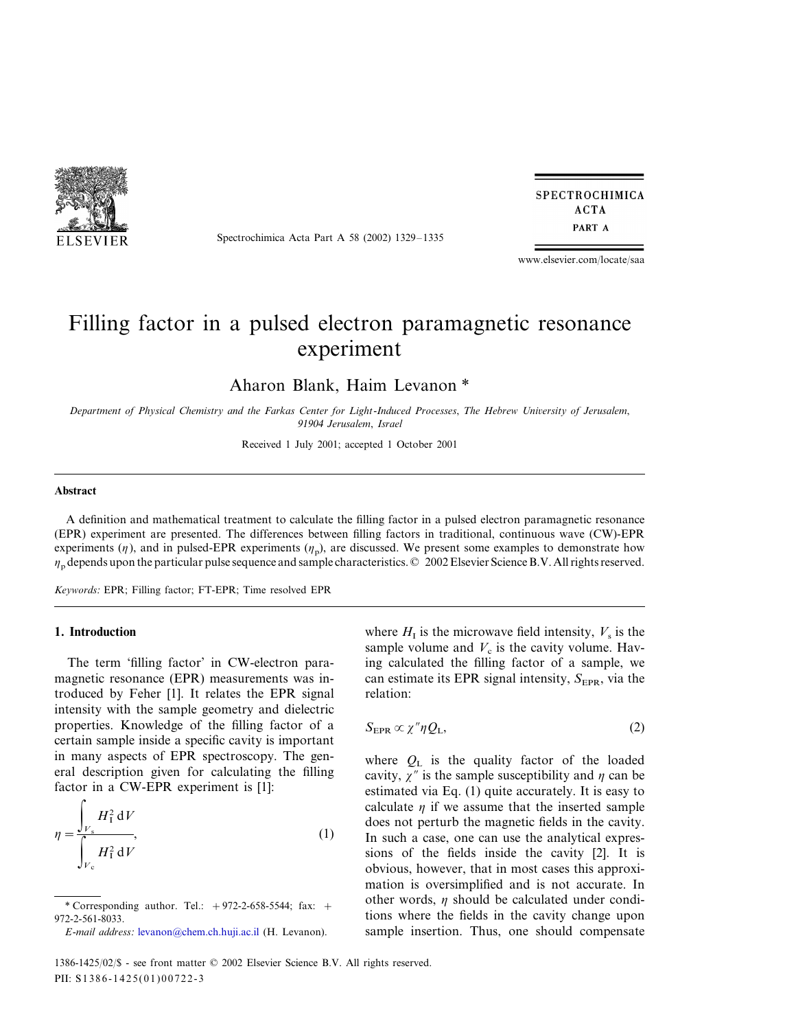# Filling factor in a pulsed electron paramagnetic resonance experiment

Aharon Blank, Haim Levanon *

*Department of Physical Chemistry and the Farkas Center for Light-Induced Processes, The Hebrew University of Jerusalem, 91904 Jerusalem, Israel*

Received 1 July 2001; accepted 1 October 2001

## Abstract

A definition and mathematical treatment to calculate the filling factor in a pulsed electron paramagnetic resonance (EPR) experiment are presented. The differences between filling factors in traditional, continuous wave (CW)-EPR experiments ($\eta$), and in pulsed-EPR experiments ($\eta_p$), are discussed. We present some examples to demonstrate how $\eta_p$ depends upon the particular pulse sequence and sample characteristics. © 2002 Elsevier Science B.V. All rights reserved.

*Keywords:* EPR; Filling factor; FT-EPR; Time resolved EPR

## 1. Introduction

The term 'filling factor' in CW-electron paramagnetic resonance (EPR) measurements was introduced by Feher [1]. It relates the EPR signal intensity with the sample geometry and dielectric properties. Knowledge of the filling factor of a certain sample inside a specific cavity is important in many aspects of EPR spectroscopy. The general description given for calculating the filling factor in a CW-EPR experiment is [1]:

$$\eta = \frac{\int_{V_s} H_I^2 \, dV}{\int_{V_c} H_I^2 \, dV}, \tag{1}$$

where $H_I$ is the microwave field intensity, $V_s$ is the sample volume and $V_c$ is the cavity volume. Having calculated the filling factor of a sample, we can estimate its EPR signal intensity, $S_{EPR}$, via the relation:

$$S_{EPR} \propto \chi'' \eta Q_L, \tag{2}$$

where $Q_L$ is the quality factor of the loaded cavity, $\chi''$ is the sample susceptibility and $\eta$ can be estimated via Eq. (1) quite accurately. It is easy to calculate $\eta$ if we assume that the inserted sample does not perturb the magnetic fields in the cavity. In such a case, one can use the analytical expressions of the fields inside the cavity [2]. It is obvious, however, that in most cases this approximation is oversimplified and is not accurate. In other words, $\eta$ should be calculated under conditions where the fields in the cavity change upon sample insertion. Thus, one should compensate

\* Corresponding author. Tel.: +972-2-658-5544; fax: +972-2-561-8033.
*E-mail address:* levanon@chem.ch.huji.ac.il (H. Levanon).

1386-1425/02/$ - see front matter © 2002 Elsevier Science B.V. All rights reserved.
PII: S1386-1425(01)00722-3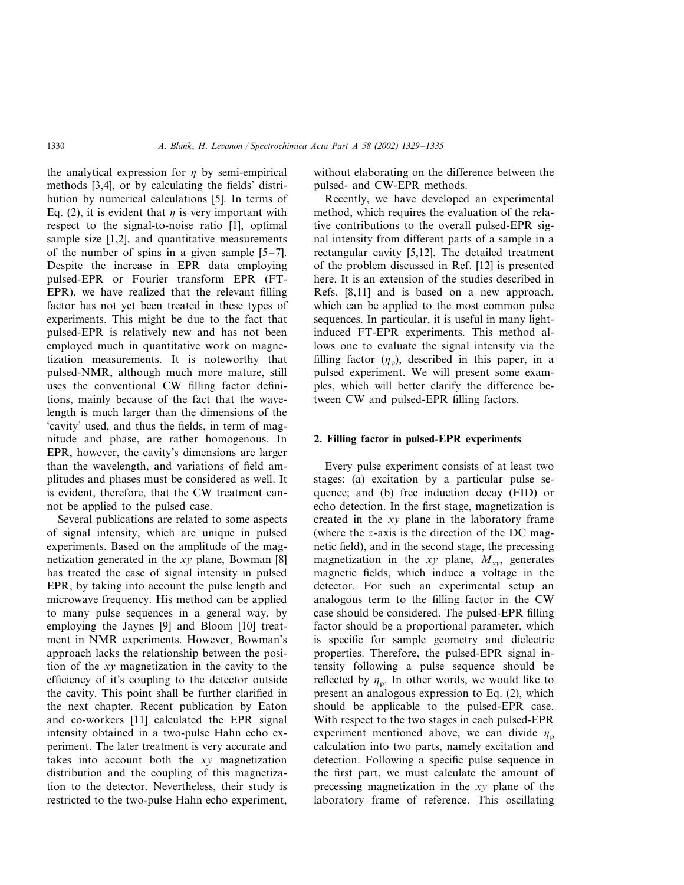the analytical expression for $\eta$ by semi-empirical methods [3,4], or by calculating the fields' distribution by numerical calculations [5]. In terms of Eq. (2), it is evident that $\eta$ is very important with respect to the signal-to-noise ratio [1], optimal sample size [1,2], and quantitative measurements of the number of spins in a given sample [5–7]. Despite the increase in EPR data employing pulsed-EPR or Fourier transform EPR (FT-EPR), we have realized that the relevant filling factor has not yet been treated in these types of experiments. This might be due to the fact that pulsed-EPR is relatively new and has not been employed much in quantitative work on magnetization measurements. It is noteworthy that pulsed-NMR, although much more mature, still uses the conventional CW filling factor definitions, mainly because of the fact that the wavelength is much larger than the dimensions of the 'cavity' used, and thus the fields, in term of magnitude and phase, are rather homogenous. In EPR, however, the cavity's dimensions are larger than the wavelength, and variations of field amplitudes and phases must be considered as well. It is evident, therefore, that the CW treatment cannot be applied to the pulsed case.

Several publications are related to some aspects of signal intensity, which are unique in pulsed experiments. Based on the amplitude of the magnetization generated in the $xy$ plane, Bowman [8] has treated the case of signal intensity in pulsed EPR, by taking into account the pulse length and microwave frequency. His method can be applied to many pulse sequences in a general way, by employing the Jaynes [9] and Bloom [10] treatment in NMR experiments. However, Bowman's approach lacks the relationship between the position of the $xy$ magnetization in the cavity to the efficiency of it's coupling to the detector outside the cavity. This point shall be further clarified in the next chapter. Recent publication by Eaton and co-workers [11] calculated the EPR signal intensity obtained in a two-pulse Hahn echo experiment. The later treatment is very accurate and takes into account both the $xy$ magnetization distribution and the coupling of this magnetization to the detector. Nevertheless, their study is restricted to the two-pulse Hahn echo experiment, without elaborating on the difference between the pulsed- and CW-EPR methods.

Recently, we have developed an experimental method, which requires the evaluation of the relative contributions to the overall pulsed-EPR signal intensity from different parts of a sample in a rectangular cavity [5,12]. The detailed treatment of the problem discussed in Ref. [12] is presented here. It is an extension of the studies described in Refs. [8,11] and is based on a new approach, which can be applied to the most common pulse sequences. In particular, it is useful in many light-induced FT-EPR experiments. This method allows one to evaluate the signal intensity via the filling factor ($\eta_p$), described in this paper, in a pulsed experiment. We will present some examples, which will better clarify the difference between CW and pulsed-EPR filling factors.

## 2. Filling factor in pulsed-EPR experiments

Every pulse experiment consists of at least two stages: (a) excitation by a particular pulse sequence; and (b) free induction decay (FID) or echo detection. In the first stage, magnetization is created in the $xy$ plane in the laboratory frame (where the $z$-axis is the direction of the DC magnetic field), and in the second stage, the precessing magnetization in the $xy$ plane, $M_{xy}$, generates magnetic fields, which induce a voltage in the detector. For such an experimental setup an analogous term to the filling factor in the CW case should be considered. The pulsed-EPR filling factor should be a proportional parameter, which is specific for sample geometry and dielectric properties. Therefore, the pulsed-EPR signal intensity following a pulse sequence should be reflected by $\eta_p$. In other words, we would like to present an analogous expression to Eq. (2), which should be applicable to the pulsed-EPR case. With respect to the two stages in each pulsed-EPR experiment mentioned above, we can divide $\eta_p$ calculation into two parts, namely excitation and detection. Following a specific pulse sequence in the first part, we must calculate the amount of precessing magnetization in the $xy$ plane of the laboratory frame of reference. This oscillating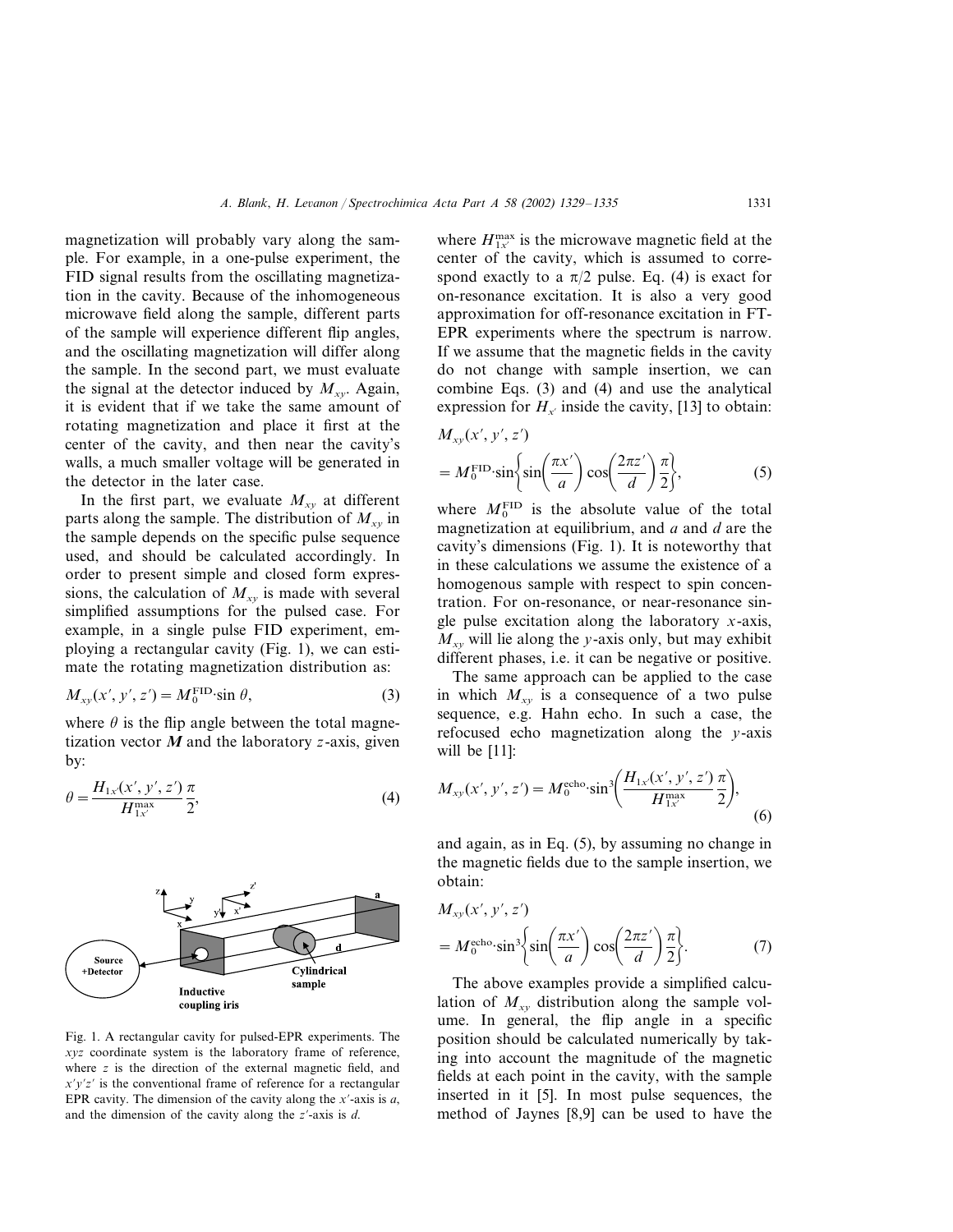magnetization will probably vary along the sample. For example, in a one-pulse experiment, the FID signal results from the oscillating magnetization in the cavity. Because of the inhomogeneous microwave field along the sample, different parts of the sample will experience different flip angles, and the oscillating magnetization will differ along the sample. In the second part, we must evaluate the signal at the detector induced by $M_{xy}$. Again, it is evident that if we take the same amount of rotating magnetization and place it first at the center of the cavity, and then near the cavity's walls, a much smaller voltage will be generated in the detector in the later case.

In the first part, we evaluate $M_{xy}$ at different parts along the sample. The distribution of $M_{xy}$ in the sample depends on the specific pulse sequence used, and should be calculated accordingly. In order to present simple and closed form expressions, the calculation of $M_{xy}$ is made with several simplified assumptions for the pulsed case. For example, in a single pulse FID experiment, employing a rectangular cavity (Fig. 1), we can estimate the rotating magnetization distribution as:

$$M_{xy}(x', y', z') = M_0^{\text{FID}} \cdot \sin \theta, \tag{3}$$

where $\theta$ is the flip angle between the total magnetization vector $\boldsymbol{M}$ and the laboratory $z$-axis, given by:

$$\theta = \frac{H_{1x'}(x', y', z')}{H_{1x'}^{\max}} \frac{\pi}{2}, \tag{4}$$

Fig. 1. A rectangular cavity for pulsed-EPR experiments. The $xyz$ coordinate system is the laboratory frame of reference, where $z$ is the direction of the external magnetic field, and $x'y'z'$ is the conventional frame of reference for a rectangular EPR cavity. The dimension of the cavity along the $x'$-axis is $a$, and the dimension of the cavity along the $z'$-axis is $d$.

where $H_{1x'}^{\max}$ is the microwave magnetic field at the center of the cavity, which is assumed to correspond exactly to a $\pi/2$ pulse. Eq. (4) is exact for on-resonance excitation. It is also a very good approximation for off-resonance excitation in FT-EPR experiments where the spectrum is narrow. If we assume that the magnetic fields in the cavity do not change with sample insertion, we can combine Eqs. (3) and (4) and use the analytical expression for $H_{x'}$ inside the cavity, [13] to obtain:

$$M_{xy}(x', y', z') = M_0^{\text{FID}} \cdot \sin\left\{\sin\left(\frac{\pi x'}{a}\right)\cos\left(\frac{2\pi z'}{d}\right)\frac{\pi}{2}\right\}, \tag{5}$$

where $M_0^{\text{FID}}$ is the absolute value of the total magnetization at equilibrium, and $a$ and $d$ are the cavity's dimensions (Fig. 1). It is noteworthy that in these calculations we assume the existence of a homogenous sample with respect to spin concentration. For on-resonance, or near-resonance single pulse excitation along the laboratory $x$-axis, $M_{xy}$ will lie along the $y$-axis only, but may exhibit different phases, i.e. it can be negative or positive.

The same approach can be applied to the case in which $M_{xy}$ is a consequence of a two pulse sequence, e.g. Hahn echo. In such a case, the refocused echo magnetization along the $y$-axis will be [11]:

$$M_{xy}(x', y', z') = M_0^{\text{echo}} \cdot \sin^3\left(\frac{H_{1x'}(x', y', z')}{H_{1x'}^{\max}} \frac{\pi}{2}\right), \tag{6}$$

and again, as in Eq. (5), by assuming no change in the magnetic fields due to the sample insertion, we obtain:

$$M_{xy}(x', y', z') = M_0^{\text{echo}} \cdot \sin^3\left\{\sin\left(\frac{\pi x'}{a}\right)\cos\left(\frac{2\pi z'}{d}\right)\frac{\pi}{2}\right\}. \tag{7}$$

The above examples provide a simplified calculation of $M_{xy}$ distribution along the sample volume. In general, the flip angle in a specific position should be calculated numerically by taking into account the magnitude of the magnetic fields at each point in the cavity, with the sample inserted in it [5]. In most pulse sequences, the method of Jaynes [8,9] can be used to have the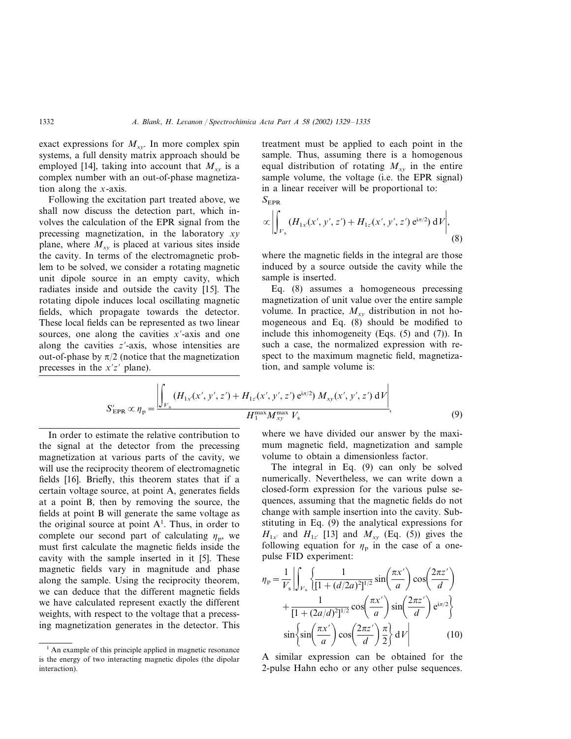exact expressions for $M_{xy}$. In more complex spin systems, a full density matrix approach should be employed [14], taking into account that $M_{xy}$ is a complex number with an out-of-phase magnetization along the $x$-axis.

Following the excitation part treated above, we shall now discuss the detection part, which involves the calculation of the EPR signal from the precessing magnetization, in the laboratory $xy$ plane, where $M_{xy}$ is placed at various sites inside the cavity. In terms of the electromagnetic problem to be solved, we consider a rotating magnetic unit dipole source in an empty cavity, which radiates inside and outside the cavity [15]. The rotating dipole induces local oscillating magnetic fields, which propagate towards the detector. These local fields can be represented as two linear sources, one along the cavities $x'$-axis and one along the cavities $z'$-axis, whose intensities are out-of-phase by $\pi/2$ (notice that the magnetization precesses in the $x'z'$ plane).

In order to estimate the relative contribution to the signal at the detector from the precessing magnetization at various parts of the cavity, we will use the reciprocity theorem of electromagnetic fields [16]. Briefly, this theorem states that if a certain voltage source, at point A, generates fields at a point B, then by removing the source, the fields at point B will generate the same voltage as the original source at point A[1]. Thus, in order to complete our second part of calculating $\eta_p$, we must first calculate the magnetic fields inside the cavity with the sample inserted in it [5]. These magnetic fields vary in magnitude and phase along the sample. Using the reciprocity theorem, we can deduce that the different magnetic fields we have calculated represent exactly the different weights, with respect to the voltage that a precessing magnetization generates in the detector. This treatment must be applied to each point in the sample. Thus, assuming there is a homogenous equal distribution of rotating $M_{xy}$ in the entire sample volume, the voltage (i.e. the EPR signal) in a linear receiver will be proportional to:

$$S_{\mathrm{EPR}} \propto \left| \int_{V_s} (H_{1x'}(x', y', z') + H_{1z'}(x', y', z')\, \mathrm{e}^{\mathrm{i}\pi/2})\, \mathrm{d}V \right|, \tag{8}$$

where the magnetic fields in the integral are those induced by a source outside the cavity while the sample is inserted.

Eq. (8) assumes a homogeneous precessing magnetization of unit value over the entire sample volume. In practice, $M_{xy}$ distribution in not homogeneous and Eq. (8) should be modified to include this inhomogeneity (Eqs. (5) and (7)). In such a case, the normalized expression with respect to the maximum magnetic field, magnetization, and sample volume is:

$$S'_{\mathrm{EPR}} \propto \eta_p = \frac{\left| \int_{V_s} (H_{1x'}(x', y', z') + H_{1z'}(x', y', z')\, \mathrm{e}^{\mathrm{i}\pi/2})\, M_{xy}(x', y', z')\, \mathrm{d}V \right|}{H_1^{\max} M_{xy}^{\max}\, V_s}, \tag{9}$$

where we have divided our answer by the maximum magnetic field, magnetization and sample volume to obtain a dimensionless factor.

The integral in Eq. (9) can only be solved numerically. Nevertheless, we can write down a closed-form expression for the various pulse sequences, assuming that the magnetic fields do not change with sample insertion into the cavity. Substituting in Eq. (9) the analytical expressions for $H_{1x'}$ and $H_{1z'}$ [13] and $M_{xy}$ (Eq. (5)) gives the following equation for $\eta_p$ in the case of a one-pulse FID experiment:

$$\eta_p = \frac{1}{V_s} \left| \int_{V_s} \left\{ \frac{1}{[1 + (d/2a)^2]^{1/2}} \sin\!\left(\frac{\pi x'}{a}\right) \cos\!\left(\frac{2\pi z'}{d}\right) + \frac{1}{[1 + (2a/d)^2]^{1/2}} \cos\!\left(\frac{\pi x'}{a}\right) \sin\!\left(\frac{2\pi z'}{d}\right) \mathrm{e}^{\mathrm{i}\pi/2} \right\} \sin\!\left\{ \sin\!\left(\frac{\pi x'}{a}\right) \cos\!\left(\frac{2\pi z'}{d}\right) \frac{\pi}{2} \right\} \mathrm{d}V \right| \tag{10}$$

A similar expression can be obtained for the 2-pulse Hahn echo or any other pulse sequences.

[1] An example of this principle applied in magnetic resonance is the energy of two interacting magnetic dipoles (the dipolar interaction).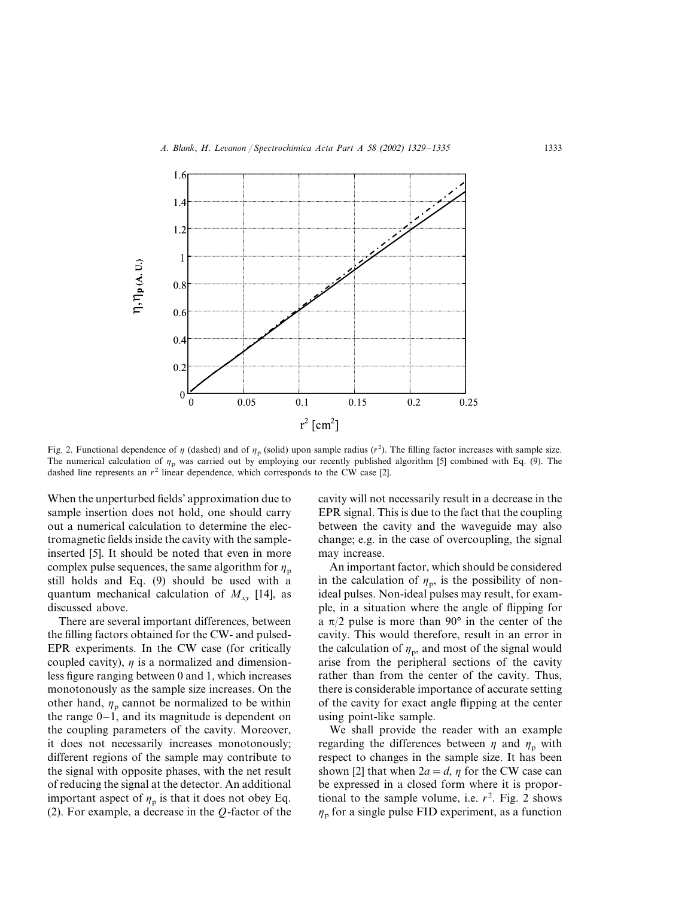Fig. 2. Functional dependence of $\eta$ (dashed) and of $\eta_p$ (solid) upon sample radius ($r^2$). The filling factor increases with sample size. The numerical calculation of $\eta_p$ was carried out by employing our recently published algorithm [5] combined with Eq. (9). The dashed line represents an $r^2$ linear dependence, which corresponds to the CW case [2].

When the unperturbed fields' approximation due to sample insertion does not hold, one should carry out a numerical calculation to determine the electromagnetic fields inside the cavity with the sample-inserted [5]. It should be noted that even in more complex pulse sequences, the same algorithm for $\eta_p$ still holds and Eq. (9) should be used with a quantum mechanical calculation of $M_{xy}$ [14], as discussed above.

There are several important differences, between the filling factors obtained for the CW- and pulsed-EPR experiments. In the CW case (for critically coupled cavity), $\eta$ is a normalized and dimensionless figure ranging between 0 and 1, which increases monotonously as the sample size increases. On the other hand, $\eta_p$ cannot be normalized to be within the range 0–1, and its magnitude is dependent on the coupling parameters of the cavity. Moreover, it does not necessarily increases monotonously; different regions of the sample may contribute to the signal with opposite phases, with the net result of reducing the signal at the detector. An additional important aspect of $\eta_p$ is that it does not obey Eq. (2). For example, a decrease in the $Q$-factor of the cavity will not necessarily result in a decrease in the EPR signal. This is due to the fact that the coupling between the cavity and the waveguide may also change; e.g. in the case of overcoupling, the signal may increase.

An important factor, which should be considered in the calculation of $\eta_p$, is the possibility of non-ideal pulses. Non-ideal pulses may result, for example, in a situation where the angle of flipping for a $\pi/2$ pulse is more than 90° in the center of the cavity. This would therefore, result in an error in the calculation of $\eta_p$, and most of the signal would arise from the peripheral sections of the cavity rather than from the center of the cavity. Thus, there is considerable importance of accurate setting of the cavity for exact angle flipping at the center using point-like sample.

We shall provide the reader with an example regarding the differences between $\eta$ and $\eta_p$ with respect to changes in the sample size. It has been shown [2] that when $2a = d$, $\eta$ for the CW case can be expressed in a closed form where it is proportional to the sample volume, i.e. $r^2$. Fig. 2 shows $\eta_p$ for a single pulse FID experiment, as a function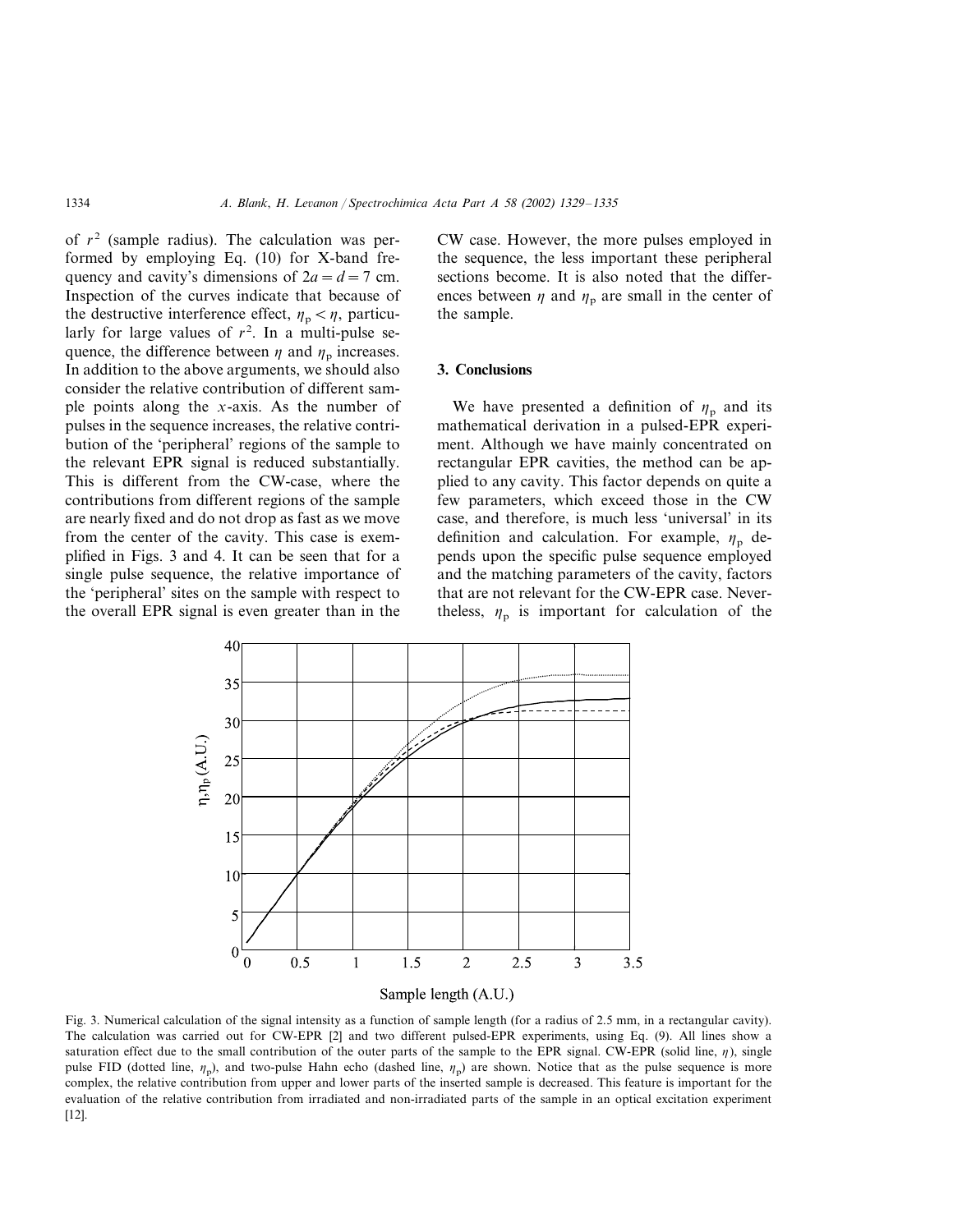of $r^2$ (sample radius). The calculation was performed by employing Eq. (10) for X-band frequency and cavity's dimensions of $2a = d = 7$ cm. Inspection of the curves indicate that because of the destructive interference effect, $\eta_p < \eta$, particularly for large values of $r^2$. In a multi-pulse sequence, the difference between $\eta$ and $\eta_p$ increases. In addition to the above arguments, we should also consider the relative contribution of different sample points along the $x$-axis. As the number of pulses in the sequence increases, the relative contribution of the 'peripheral' regions of the sample to the relevant EPR signal is reduced substantially. This is different from the CW-case, where the contributions from different regions of the sample are nearly fixed and do not drop as fast as we move from the center of the cavity. This case is exemplified in Figs. 3 and 4. It can be seen that for a single pulse sequence, the relative importance of the 'peripheral' sites on the sample with respect to the overall EPR signal is even greater than in the CW case. However, the more pulses employed in the sequence, the less important these peripheral sections become. It is also noted that the differences between $\eta$ and $\eta_p$ are small in the center of the sample.

## 3. Conclusions

We have presented a definition of $\eta_p$ and its mathematical derivation in a pulsed-EPR experiment. Although we have mainly concentrated on rectangular EPR cavities, the method can be applied to any cavity. This factor depends on quite a few parameters, which exceed those in the CW case, and therefore, is much less 'universal' in its definition and calculation. For example, $\eta_p$ depends upon the specific pulse sequence employed and the matching parameters of the cavity, factors that are not relevant for the CW-EPR case. Nevertheless, $\eta_p$ is important for calculation of the

Fig. 3. Numerical calculation of the signal intensity as a function of sample length (for a radius of 2.5 mm, in a rectangular cavity). The calculation was carried out for CW-EPR [2] and two different pulsed-EPR experiments, using Eq. (9). All lines show a saturation effect due to the small contribution of the outer parts of the sample to the EPR signal. CW-EPR (solid line, $\eta$), single pulse FID (dotted line, $\eta_p$), and two-pulse Hahn echo (dashed line, $\eta_p$) are shown. Notice that as the pulse sequence is more complex, the relative contribution from upper and lower parts of the inserted sample is decreased. This feature is important for the evaluation of the relative contribution from irradiated and non-irradiated parts of the sample in an optical excitation experiment [12].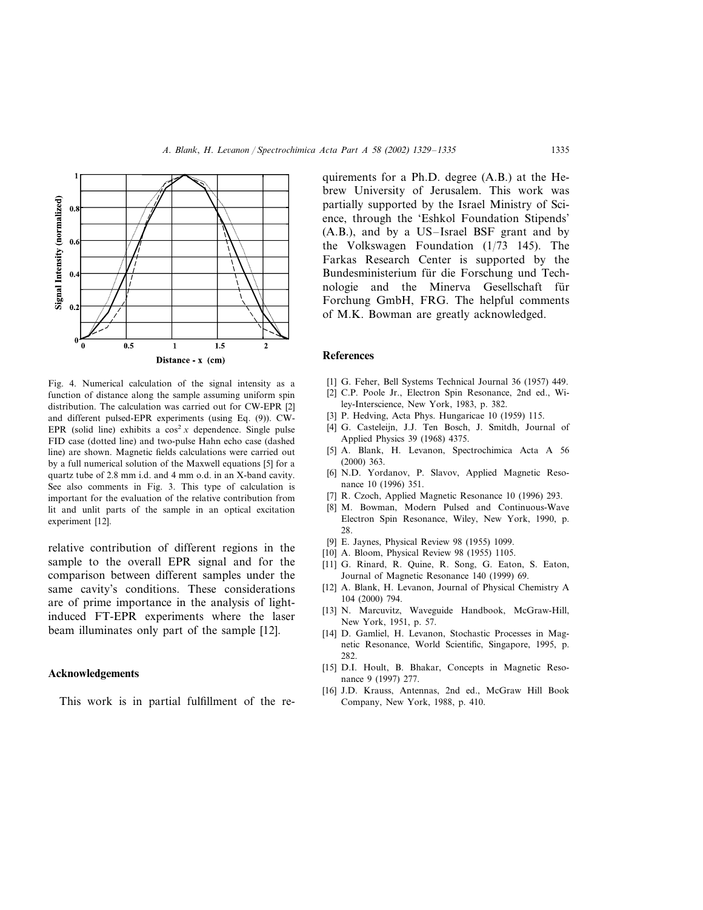Signal Intensity (normalized)

1

0.8

0.6

0.4

0.2

0

0

0.5

1

1.5

2

Distance - x (cm)

Fig. 4. Numerical calculation of the signal intensity as a function of distance along the sample assuming uniform spin distribution. The calculation was carried out for CW-EPR [2] and different pulsed-EPR experiments (using Eq. (9)). CW-EPR (solid line) exhibits a $\cos^2 x$ dependence. Single pulse FID case (dotted line) and two-pulse Hahn echo case (dashed line) are shown. Magnetic fields calculations were carried out by a full numerical solution of the Maxwell equations [5] for a quartz tube of 2.8 mm i.d. and 4 mm o.d. in an X-band cavity. See also comments in Fig. 3. This type of calculation is important for the evaluation of the relative contribution from lit and unlit parts of the sample in an optical excitation experiment [12].

relative contribution of different regions in the sample to the overall EPR signal and for the comparison between different samples under the same cavity's conditions. These considerations are of prime importance in the analysis of light-induced FT-EPR experiments where the laser beam illuminates only part of the sample [12].

## Acknowledgements

This work is in partial fulfillment of the requirements for a Ph.D. degree (A.B.) at the Hebrew University of Jerusalem. This work was partially supported by the Israel Ministry of Science, through the 'Eshkol Foundation Stipends' (A.B.), and by a US–Israel BSF grant and by the Volkswagen Foundation (1/73 145). The Farkas Research Center is supported by the Bundesministerium für die Forschung und Technologie and the Minerva Gesellschaft für Forchung GmbH, FRG. The helpful comments of M.K. Bowman are greatly acknowledged.

## References

[1] G. Feher, Bell Systems Technical Journal 36 (1957) 449.

[2] C.P. Poole Jr., Electron Spin Resonance, 2nd ed., Wiley-Interscience, New York, 1983, p. 382.

[3] P. Hedving, Acta Phys. Hungaricae 10 (1959) 115.

[4] G. Casteleijn, J.J. Ten Bosch, J. Smitdh, Journal of Applied Physics 39 (1968) 4375.

[5] A. Blank, H. Levanon, Spectrochimica Acta A 56 (2000) 363.

[6] N.D. Yordanov, P. Slavov, Applied Magnetic Resonance 10 (1996) 351.

[7] R. Czoch, Applied Magnetic Resonance 10 (1996) 293.

[8] M. Bowman, Modern Pulsed and Continuous-Wave Electron Spin Resonance, Wiley, New York, 1990, p. 28.

[9] E. Jaynes, Physical Review 98 (1955) 1099.

[10] A. Bloom, Physical Review 98 (1955) 1105.

[11] G. Rinard, R. Quine, R. Song, G. Eaton, S. Eaton, Journal of Magnetic Resonance 140 (1999) 69.

[12] A. Blank, H. Levanon, Journal of Physical Chemistry A 104 (2000) 794.

[13] N. Marcuvitz, Waveguide Handbook, McGraw-Hill, New York, 1951, p. 57.

[14] D. Gamliel, H. Levanon, Stochastic Processes in Magnetic Resonance, World Scientific, Singapore, 1995, p. 282.

[15] D.I. Hoult, B. Bhakar, Concepts in Magnetic Resonance 9 (1997) 277.

[16] J.D. Krauss, Antennas, 2nd ed., McGraw Hill Book Company, New York, 1988, p. 410.